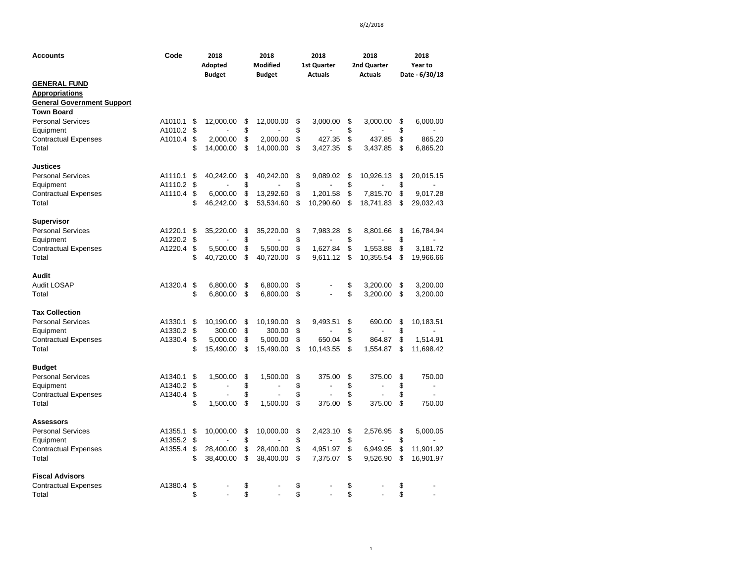| Accounts | Code | 2018 Adopted Budget | 2018 Modified Budget | 2018 1st Quarter Actuals | 2018 2nd Quarter Actuals | 2018 Year to Date - 6/30/18 |
|---|---|---|---|---|---|---|
| **GENERAL FUND** | | | | | | |
| **Appropriations** | | | | | | |
| **General Government Support** | | | | | | |
| **Town Board** | | | | | | |
| Personal Services | A1010.1 | $ 12,000.00 | $ 12,000.00 | $ 3,000.00 | $ 3,000.00 | $ 6,000.00 |
| Equipment | A1010.2 | $ - | $ - | $ - | $ - | $ - |
| Contractual Expenses | A1010.4 | $ 2,000.00 | $ 2,000.00 | $ 427.35 | $ 437.85 | $ 865.20 |
| Total | | $ 14,000.00 | $ 14,000.00 | $ 3,427.35 | $ 3,437.85 | $ 6,865.20 |
| | | | | | | |
| **Justices** | | | | | | |
| Personal Services | A1110.1 | $ 40,242.00 | $ 40,242.00 | $ 9,089.02 | $ 10,926.13 | $ 20,015.15 |
| Equipment | A1110.2 | $ - | $ - | $ - | $ - | $ - |
| Contractual Expenses | A1110.4 | $ 6,000.00 | $ 13,292.60 | $ 1,201.58 | $ 7,815.70 | $ 9,017.28 |
| Total | | $ 46,242.00 | $ 53,534.60 | $ 10,290.60 | $ 18,741.83 | $ 29,032.43 |
| | | | | | | |
| **Supervisor** | | | | | | |
| Personal Services | A1220.1 | $ 35,220.00 | $ 35,220.00 | $ 7,983.28 | $ 8,801.66 | $ 16,784.94 |
| Equipment | A1220.2 | $ - | $ - | $ - | $ - | $ - |
| Contractual Expenses | A1220.4 | $ 5,500.00 | $ 5,500.00 | $ 1,627.84 | $ 1,553.88 | $ 3,181.72 |
| Total | | $ 40,720.00 | $ 40,720.00 | $ 9,611.12 | $ 10,355.54 | $ 19,966.66 |
| | | | | | | |
| **Audit** | | | | | | |
| Audit LOSAP | A1320.4 | $ 6,800.00 | $ 6,800.00 | $ - | $ 3,200.00 | $ 3,200.00 |
| Total | | $ 6,800.00 | $ 6,800.00 | $ - | $ 3,200.00 | $ 3,200.00 |
| | | | | | | |
| **Tax Collection** | | | | | | |
| Personal Services | A1330.1 | $ 10,190.00 | $ 10,190.00 | $ 9,493.51 | $ 690.00 | $ 10,183.51 |
| Equipment | A1330.2 | $ 300.00 | $ 300.00 | $ - | $ - | $ - |
| Contractual Expenses | A1330.4 | $ 5,000.00 | $ 5,000.00 | $ 650.04 | $ 864.87 | $ 1,514.91 |
| Total | | $ 15,490.00 | $ 15,490.00 | $ 10,143.55 | $ 1,554.87 | $ 11,698.42 |
| | | | | | | |
| **Budget** | | | | | | |
| Personal Services | A1340.1 | $ 1,500.00 | $ 1,500.00 | $ 375.00 | $ 375.00 | $ 750.00 |
| Equipment | A1340.2 | $ - | $ - | $ - | $ - | $ - |
| Contractual Expenses | A1340.4 | $ - | $ - | $ - | $ - | $ - |
| Total | | $ 1,500.00 | $ 1,500.00 | $ 375.00 | $ 375.00 | $ 750.00 |
| | | | | | | |
| **Assessors** | | | | | | |
| Personal Services | A1355.1 | $ 10,000.00 | $ 10,000.00 | $ 2,423.10 | $ 2,576.95 | $ 5,000.05 |
| Equipment | A1355.2 | $ - | $ - | $ - | $ - | $ - |
| Contractual Expenses | A1355.4 | $ 28,400.00 | $ 28,400.00 | $ 4,951.97 | $ 6,949.95 | $ 11,901.92 |
| Total | | $ 38,400.00 | $ 38,400.00 | $ 7,375.07 | $ 9,526.90 | $ 16,901.97 |
| | | | | | | |
| **Fiscal Advisors** | | | | | | |
| Contractual Expenses | A1380.4 | $ - | $ - | $ - | $ - | $ - |
| Total | | $ - | $ - | $ - | $ - | $ - |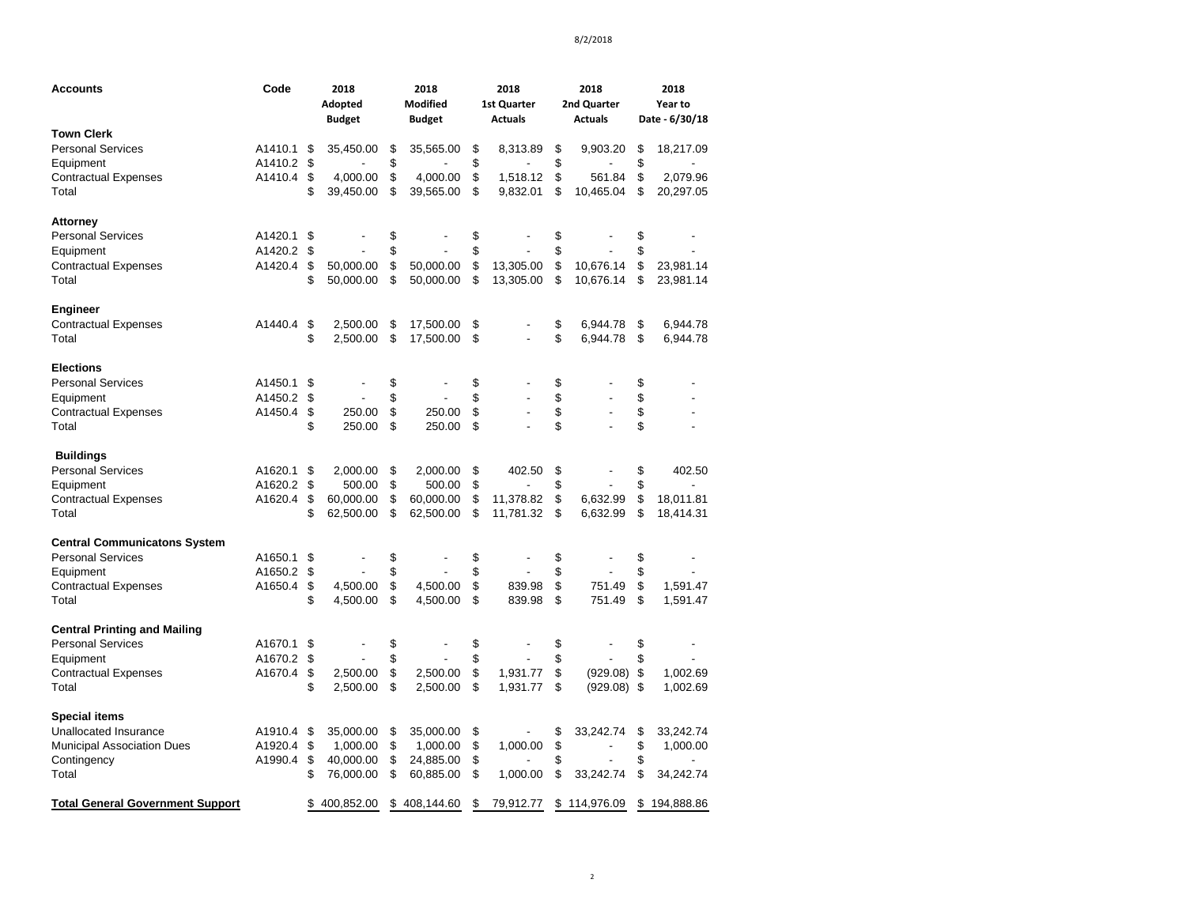8/2/2018

| Accounts | Code | 2018 Adopted Budget | 2018 Modified Budget | 2018 1st Quarter Actuals | 2018 2nd Quarter Actuals | 2018 Year to Date - 6/30/18 |
|---|---|---|---|---|---|---|
| **Town Clerk** | | | | | | |
| Personal Services | A1410.1 | $ 35,450.00 | $ 35,565.00 | $ 8,313.89 | $ 9,903.20 | $ 18,217.09 |
| Equipment | A1410.2 | $ - | $ - | $ - | $ - | $ - |
| Contractual Expenses | A1410.4 | $ 4,000.00 | $ 4,000.00 | $ 1,518.12 | $ 561.84 | $ 2,079.96 |
| Total | | $ 39,450.00 | $ 39,565.00 | $ 9,832.01 | $ 10,465.04 | $ 20,297.05 |
| **Attorney** | | | | | | |
| Personal Services | A1420.1 | $ - | $ - | $ - | $ - | $ - |
| Equipment | A1420.2 | $ - | $ - | $ - | $ - | $ - |
| Contractual Expenses | A1420.4 | $ 50,000.00 | $ 50,000.00 | $ 13,305.00 | $ 10,676.14 | $ 23,981.14 |
| Total | | $ 50,000.00 | $ 50,000.00 | $ 13,305.00 | $ 10,676.14 | $ 23,981.14 |
| **Engineer** | | | | | | |
| Contractual Expenses | A1440.4 | $ 2,500.00 | $ 17,500.00 | $ - | $ 6,944.78 | $ 6,944.78 |
| Total | | $ 2,500.00 | $ 17,500.00 | $ - | $ 6,944.78 | $ 6,944.78 |
| **Elections** | | | | | | |
| Personal Services | A1450.1 | $ - | $ - | $ - | $ - | $ - |
| Equipment | A1450.2 | $ - | $ - | $ - | $ - | $ - |
| Contractual Expenses | A1450.4 | $ 250.00 | $ 250.00 | $ - | $ - | $ - |
| Total | | $ 250.00 | $ 250.00 | $ - | $ - | $ - |
| **Buildings** | | | | | | |
| Personal Services | A1620.1 | $ 2,000.00 | $ 2,000.00 | $ 402.50 | $ - | $ 402.50 |
| Equipment | A1620.2 | $ 500.00 | $ 500.00 | $ - | $ - | $ - |
| Contractual Expenses | A1620.4 | $ 60,000.00 | $ 60,000.00 | $ 11,378.82 | $ 6,632.99 | $ 18,011.81 |
| Total | | $ 62,500.00 | $ 62,500.00 | $ 11,781.32 | $ 6,632.99 | $ 18,414.31 |
| **Central Communicatons System** | | | | | | |
| Personal Services | A1650.1 | $ - | $ - | $ - | $ - | $ - |
| Equipment | A1650.2 | $ - | $ - | $ - | $ - | $ - |
| Contractual Expenses | A1650.4 | $ 4,500.00 | $ 4,500.00 | $ 839.98 | $ 751.49 | $ 1,591.47 |
| Total | | $ 4,500.00 | $ 4,500.00 | $ 839.98 | $ 751.49 | $ 1,591.47 |
| **Central Printing and Mailing** | | | | | | |
| Personal Services | A1670.1 | $ - | $ - | $ - | $ - | $ - |
| Equipment | A1670.2 | $ - | $ - | $ - | $ - | $ - |
| Contractual Expenses | A1670.4 | $ 2,500.00 | $ 2,500.00 | $ 1,931.77 | $ (929.08) | $ 1,002.69 |
| Total | | $ 2,500.00 | $ 2,500.00 | $ 1,931.77 | $ (929.08) | $ 1,002.69 |
| **Special items** | | | | | | |
| Unallocated Insurance | A1910.4 | $ 35,000.00 | $ 35,000.00 | $ - | $ 33,242.74 | $ 33,242.74 |
| Municipal Association Dues | A1920.4 | $ 1,000.00 | $ 1,000.00 | $ 1,000.00 | $ - | $ 1,000.00 |
| Contingency | A1990.4 | $ 40,000.00 | $ 24,885.00 | $ - | $ - | $ - |
| Total | | $ 76,000.00 | $ 60,885.00 | $ 1,000.00 | $ 33,242.74 | $ 34,242.74 |
| **Total General Government Support** | | $ 400,852.00 | $ 408,144.60 | $ 79,912.77 | $ 114,976.09 | $ 194,888.86 |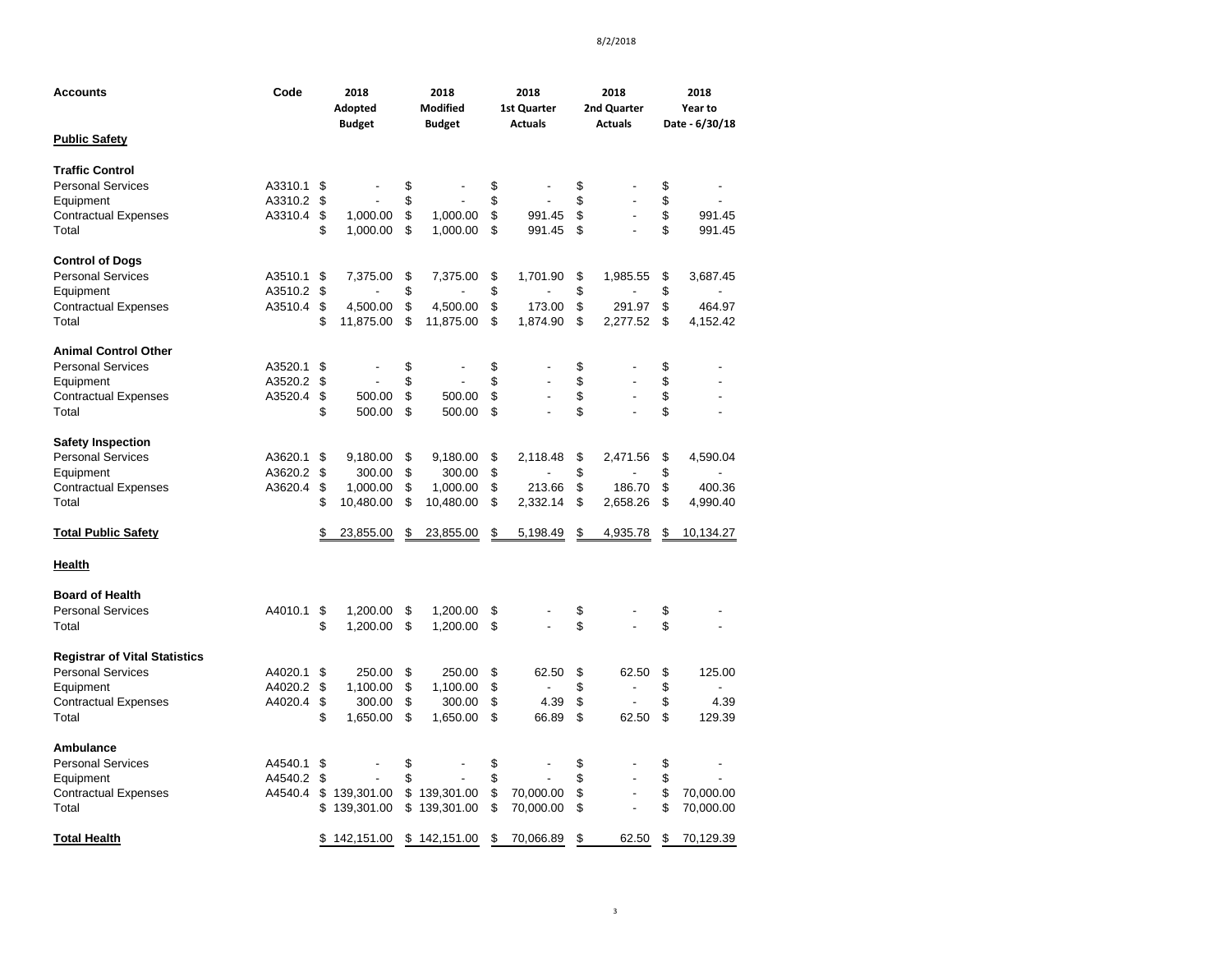| Accounts | Code | 2018 Adopted Budget | 2018 Modified Budget | 2018 1st Quarter Actuals | 2018 2nd Quarter Actuals | 2018 Year to Date - 6/30/18 |
|---|---|---|---|---|---|---|
| **Public Safety** | | | | | | |
| **Traffic Control** | | | | | | |
| Personal Services | A3310.1 | $ - | $ - | $ - | $ - | $ - |
| Equipment | A3310.2 | $ - | $ - | $ - | $ - | $ - |
| Contractual Expenses | A3310.4 | $ 1,000.00 | $ 1,000.00 | $ 991.45 | $ - | $ 991.45 |
| Total | | $ 1,000.00 | $ 1,000.00 | $ 991.45 | $ - | $ 991.45 |
| **Control of Dogs** | | | | | | |
| Personal Services | A3510.1 | $ 7,375.00 | $ 7,375.00 | $ 1,701.90 | $ 1,985.55 | $ 3,687.45 |
| Equipment | A3510.2 | $ - | $ - | $ - | $ - | $ - |
| Contractual Expenses | A3510.4 | $ 4,500.00 | $ 4,500.00 | $ 173.00 | $ 291.97 | $ 464.97 |
| Total | | $ 11,875.00 | $ 11,875.00 | $ 1,874.90 | $ 2,277.52 | $ 4,152.42 |
| **Animal Control Other** | | | | | | |
| Personal Services | A3520.1 | $ - | $ - | $ - | $ - | $ - |
| Equipment | A3520.2 | $ - | $ - | $ - | $ - | $ - |
| Contractual Expenses | A3520.4 | $ 500.00 | $ 500.00 | $ - | $ - | $ - |
| Total | | $ 500.00 | $ 500.00 | $ - | $ - | $ - |
| **Safety Inspection** | | | | | | |
| Personal Services | A3620.1 | $ 9,180.00 | $ 9,180.00 | $ 2,118.48 | $ 2,471.56 | $ 4,590.04 |
| Equipment | A3620.2 | $ 300.00 | $ 300.00 | $ - | $ - | $ - |
| Contractual Expenses | A3620.4 | $ 1,000.00 | $ 1,000.00 | $ 213.66 | $ 186.70 | $ 400.36 |
| Total | | $ 10,480.00 | $ 10,480.00 | $ 2,332.14 | $ 2,658.26 | $ 4,990.40 |
| **Total Public Safety** | | $ 23,855.00 | $ 23,855.00 | $ 5,198.49 | $ 4,935.78 | $ 10,134.27 |
| **Health** | | | | | | |
| **Board of Health** | | | | | | |
| Personal Services | A4010.1 | $ 1,200.00 | $ 1,200.00 | $ - | $ - | $ - |
| Total | | $ 1,200.00 | $ 1,200.00 | $ - | $ - | $ - |
| **Registrar of Vital Statistics** | | | | | | |
| Personal Services | A4020.1 | $ 250.00 | $ 250.00 | $ 62.50 | $ 62.50 | $ 125.00 |
| Equipment | A4020.2 | $ 1,100.00 | $ 1,100.00 | $ - | $ - | $ - |
| Contractual Expenses | A4020.4 | $ 300.00 | $ 300.00 | $ 4.39 | $ - | $ 4.39 |
| Total | | $ 1,650.00 | $ 1,650.00 | $ 66.89 | $ 62.50 | $ 129.39 |
| **Ambulance** | | | | | | |
| Personal Services | A4540.1 | $ - | $ - | $ - | $ - | $ - |
| Equipment | A4540.2 | $ - | $ - | $ - | $ - | $ - |
| Contractual Expenses | A4540.4 | $ 139,301.00 | $ 139,301.00 | $ 70,000.00 | $ - | $ 70,000.00 |
| Total | | $ 139,301.00 | $ 139,301.00 | $ 70,000.00 | $ - | $ 70,000.00 |
| **Total Health** | | $ 142,151.00 | $ 142,151.00 | $ 70,066.89 | $ 62.50 | $ 70,129.39 |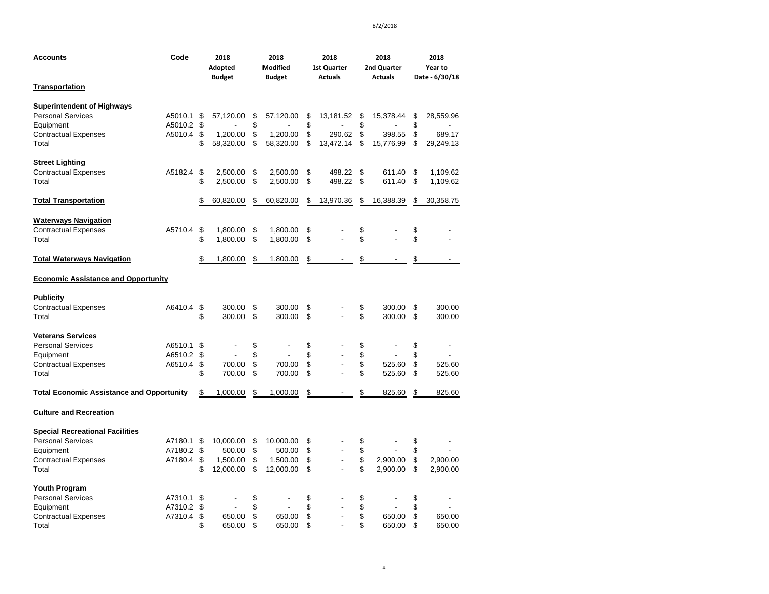| Accounts | Code | 2018 Adopted Budget | 2018 Modified Budget | 2018 1st Quarter Actuals | 2018 2nd Quarter Actuals | 2018 Year to Date - 6/30/18 |
|---|---|---|---|---|---|---|
| **Transportation** | | | | | | |
| **Superintendent of Highways** | | | | | | |
| Personal Services | A5010.1 | $ 57,120.00 | $ 57,120.00 | $ 13,181.52 | $ 15,378.44 | $ 28,559.96 |
| Equipment | A5010.2 | $ - | $ - | $ - | $ - | $ - |
| Contractual Expenses | A5010.4 | $ 1,200.00 | $ 1,200.00 | $ 290.62 | $ 398.55 | $ 689.17 |
| Total | | $ 58,320.00 | $ 58,320.00 | $ 13,472.14 | $ 15,776.99 | $ 29,249.13 |
| **Street Lighting** | | | | | | |
| Contractual Expenses | A5182.4 | $ 2,500.00 | $ 2,500.00 | $ 498.22 | $ 611.40 | $ 1,109.62 |
| Total | | $ 2,500.00 | $ 2,500.00 | $ 498.22 | $ 611.40 | $ 1,109.62 |
| **Total Transportation** | | $ 60,820.00 | $ 60,820.00 | $ 13,970.36 | $ 16,388.39 | $ 30,358.75 |
| **Waterways Navigation** | | | | | | |
| Contractual Expenses | A5710.4 | $ 1,800.00 | $ 1,800.00 | $ - | $ - | $ - |
| Total | | $ 1,800.00 | $ 1,800.00 | $ - | $ - | $ - |
| **Total Waterways Navigation** | | $ 1,800.00 | $ 1,800.00 | $ - | $ - | $ - |
| **Economic Assistance and Opportunity** | | | | | | |
| **Publicity** | | | | | | |
| Contractual Expenses | A6410.4 | $ 300.00 | $ 300.00 | $ - | $ 300.00 | $ 300.00 |
| Total | | $ 300.00 | $ 300.00 | $ - | $ 300.00 | $ 300.00 |
| **Veterans Services** | | | | | | |
| Personal Services | A6510.1 | $ - | $ - | $ - | $ - | $ - |
| Equipment | A6510.2 | $ - | $ - | $ - | $ - | $ - |
| Contractual Expenses | A6510.4 | $ 700.00 | $ 700.00 | $ - | $ 525.60 | $ 525.60 |
| Total | | $ 700.00 | $ 700.00 | $ - | $ 525.60 | $ 525.60 |
| **Total Economic Assistance and Opportunity** | | $ 1,000.00 | $ 1,000.00 | $ - | $ 825.60 | $ 825.60 |
| **Culture and Recreation** | | | | | | |
| **Special Recreational Facilities** | | | | | | |
| Personal Services | A7180.1 | $ 10,000.00 | $ 10,000.00 | $ - | $ - | $ - |
| Equipment | A7180.2 | $ 500.00 | $ 500.00 | $ - | $ - | $ - |
| Contractual Expenses | A7180.4 | $ 1,500.00 | $ 1,500.00 | $ - | $ 2,900.00 | $ 2,900.00 |
| Total | | $ 12,000.00 | $ 12,000.00 | $ - | $ 2,900.00 | $ 2,900.00 |
| **Youth Program** | | | | | | |
| Personal Services | A7310.1 | $ - | $ - | $ - | $ - | $ - |
| Equipment | A7310.2 | $ - | $ - | $ - | $ - | $ - |
| Contractual Expenses | A7310.4 | $ 650.00 | $ 650.00 | $ - | $ 650.00 | $ 650.00 |
| Total | | $ 650.00 | $ 650.00 | $ - | $ 650.00 | $ 650.00 |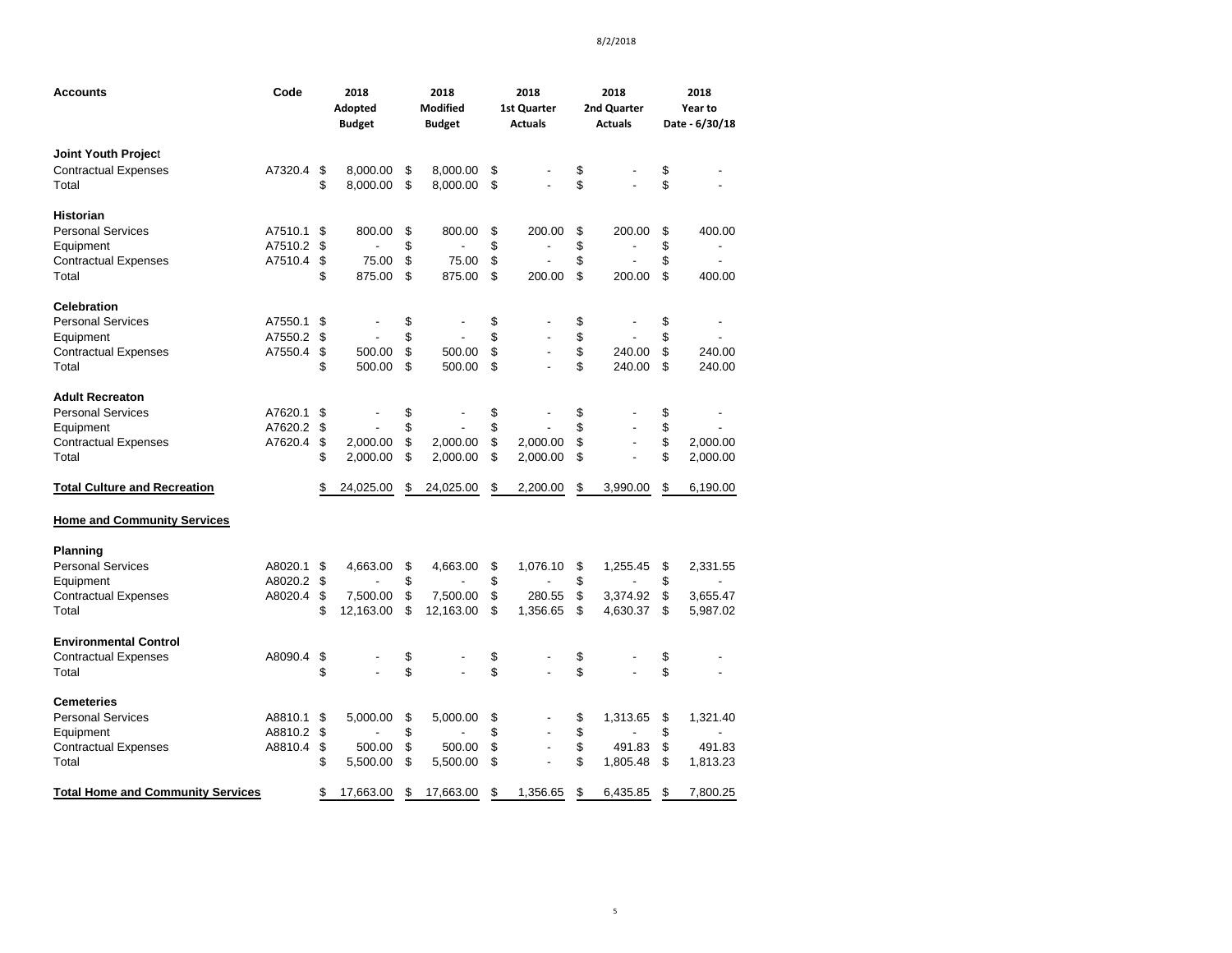| Accounts | Code | 2018 Adopted Budget | 2018 Modified Budget | 2018 1st Quarter Actuals | 2018 2nd Quarter Actuals | 2018 Year to Date - 6/30/18 |
|---|---|---|---|---|---|---|
| **Joint Youth Project** | | | | | | |
| Contractual Expenses | A7320.4 | $ 8,000.00 | $ 8,000.00 | $ - | $ - | $ - |
| Total | | $ 8,000.00 | $ 8,000.00 | $ - | $ - | $ - |
| **Historian** | | | | | | |
| Personal Services | A7510.1 | $ 800.00 | $ 800.00 | $ 200.00 | $ 200.00 | $ 400.00 |
| Equipment | A7510.2 | $ - | $ - | $ - | $ - | $ - |
| Contractual Expenses | A7510.4 | $ 75.00 | $ 75.00 | $ - | $ - | $ - |
| Total | | $ 875.00 | $ 875.00 | $ 200.00 | $ 200.00 | $ 400.00 |
| **Celebration** | | | | | | |
| Personal Services | A7550.1 | $ - | $ - | $ - | $ - | $ - |
| Equipment | A7550.2 | $ - | $ - | $ - | $ - | $ - |
| Contractual Expenses | A7550.4 | $ 500.00 | $ 500.00 | $ - | $ 240.00 | $ 240.00 |
| Total | | $ 500.00 | $ 500.00 | $ - | $ 240.00 | $ 240.00 |
| **Adult Recreaton** | | | | | | |
| Personal Services | A7620.1 | $ - | $ - | $ - | $ - | $ - |
| Equipment | A7620.2 | $ - | $ - | $ - | $ - | $ - |
| Contractual Expenses | A7620.4 | $ 2,000.00 | $ 2,000.00 | $ 2,000.00 | $ - | $ 2,000.00 |
| Total | | $ 2,000.00 | $ 2,000.00 | $ 2,000.00 | $ - | $ 2,000.00 |
| **Total Culture and Recreation** | | $ 24,025.00 | $ 24,025.00 | $ 2,200.00 | $ 3,990.00 | $ 6,190.00 |
| **Home and Community Services** | | | | | | |
| **Planning** | | | | | | |
| Personal Services | A8020.1 | $ 4,663.00 | $ 4,663.00 | $ 1,076.10 | $ 1,255.45 | $ 2,331.55 |
| Equipment | A8020.2 | $ - | $ - | $ - | $ - | $ - |
| Contractual Expenses | A8020.4 | $ 7,500.00 | $ 7,500.00 | $ 280.55 | $ 3,374.92 | $ 3,655.47 |
| Total | | $ 12,163.00 | $ 12,163.00 | $ 1,356.65 | $ 4,630.37 | $ 5,987.02 |
| **Environmental Control** | | | | | | |
| Contractual Expenses | A8090.4 | $ - | $ - | $ - | $ - | $ - |
| Total | | $ - | $ - | $ - | $ - | $ - |
| **Cemeteries** | | | | | | |
| Personal Services | A8810.1 | $ 5,000.00 | $ 5,000.00 | $ - | $ 1,313.65 | $ 1,321.40 |
| Equipment | A8810.2 | $ - | $ - | $ - | $ - | $ - |
| Contractual Expenses | A8810.4 | $ 500.00 | $ 500.00 | $ - | $ 491.83 | $ 491.83 |
| Total | | $ 5,500.00 | $ 5,500.00 | $ - | $ 1,805.48 | $ 1,813.23 |
| **Total Home and Community Services** | | $ 17,663.00 | $ 17,663.00 | $ 1,356.65 | $ 6,435.85 | $ 7,800.25 |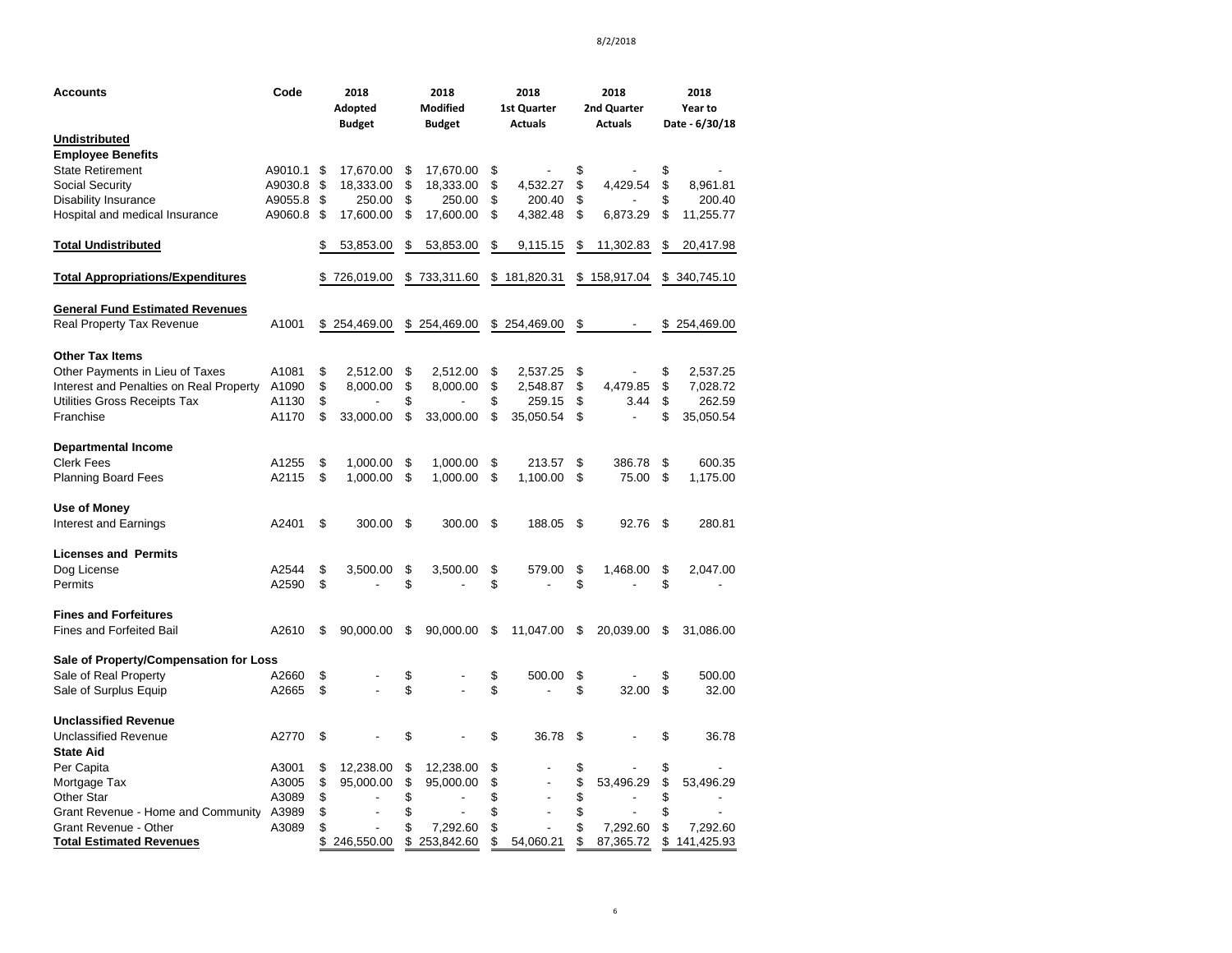| Accounts | Code | 2018 Adopted Budget | 2018 Modified Budget | 2018 1st Quarter Actuals | 2018 2nd Quarter Actuals | 2018 Year to Date - 6/30/18 |
|---|---|---|---|---|---|---|
| **Undistributed** | | | | | | |
| **Employee Benefits** | | | | | | |
| State Retirement | A9010.1 | $ 17,670.00 | $ 17,670.00 | $ - | $ - | $ - |
| Social Security | A9030.8 | $ 18,333.00 | $ 18,333.00 | $ 4,532.27 | $ 4,429.54 | $ 8,961.81 |
| Disability Insurance | A9055.8 | $ 250.00 | $ 250.00 | $ 200.40 | $ - | $ 200.40 |
| Hospital and medical Insurance | A9060.8 | $ 17,600.00 | $ 17,600.00 | $ 4,382.48 | $ 6,873.29 | $ 11,255.77 |
| **Total Undistributed** | | $ 53,853.00 | $ 53,853.00 | $ 9,115.15 | $ 11,302.83 | $ 20,417.98 |
| **Total Appropriations/Expenditures** | | $ 726,019.00 | $ 733,311.60 | $ 181,820.31 | $ 158,917.04 | $ 340,745.10 |
| **General Fund Estimated Revenues** | | | | | | |
| Real Property Tax Revenue | A1001 | $ 254,469.00 | $ 254,469.00 | $ 254,469.00 | $ - | $ 254,469.00 |
| **Other Tax Items** | | | | | | |
| Other Payments in Lieu of Taxes | A1081 | $ 2,512.00 | $ 2,512.00 | $ 2,537.25 | $ - | $ 2,537.25 |
| Interest and Penalties on Real Property | A1090 | $ 8,000.00 | $ 8,000.00 | $ 2,548.87 | $ 4,479.85 | $ 7,028.72 |
| Utilities Gross Receipts Tax | A1130 | $ - | $ - | $ 259.15 | $ 3.44 | $ 262.59 |
| Franchise | A1170 | $ 33,000.00 | $ 33,000.00 | $ 35,050.54 | $ - | $ 35,050.54 |
| **Departmental Income** | | | | | | |
| Clerk Fees | A1255 | $ 1,000.00 | $ 1,000.00 | $ 213.57 | $ 386.78 | $ 600.35 |
| Planning Board Fees | A2115 | $ 1,000.00 | $ 1,000.00 | $ 1,100.00 | $ 75.00 | $ 1,175.00 |
| **Use of Money** | | | | | | |
| Interest and Earnings | A2401 | $ 300.00 | $ 300.00 | $ 188.05 | $ 92.76 | $ 280.81 |
| **Licenses and Permits** | | | | | | |
| Dog License | A2544 | $ 3,500.00 | $ 3,500.00 | $ 579.00 | $ 1,468.00 | $ 2,047.00 |
| Permits | A2590 | $ - | $ - | $ - | $ - | $ - |
| **Fines and Forfeitures** | | | | | | |
| Fines and Forfeited Bail | A2610 | $ 90,000.00 | $ 90,000.00 | $ 11,047.00 | $ 20,039.00 | $ 31,086.00 |
| **Sale of Property/Compensation for Loss** | | | | | | |
| Sale of Real Property | A2660 | $ - | $ - | $ 500.00 | $ - | $ 500.00 |
| Sale of Surplus Equip | A2665 | $ - | $ - | $ - | $ 32.00 | $ 32.00 |
| **Unclassified Revenue** | | | | | | |
| Unclassified Revenue | A2770 | $ - | $ - | $ 36.78 | $ - | $ 36.78 |
| **State Aid** | | | | | | |
| Per Capita | A3001 | $ 12,238.00 | $ 12,238.00 | $ - | $ - | $ - |
| Mortgage Tax | A3005 | $ 95,000.00 | $ 95,000.00 | $ - | $ 53,496.29 | $ 53,496.29 |
| Other Star | A3089 | $ - | $ - | $ - | $ - | $ - |
| Grant Revenue - Home and Community | A3989 | $ - | $ - | $ - | $ - | $ - |
| Grant Revenue - Other | A3089 | $ - | $ 7,292.60 | $ - | $ 7,292.60 | $ 7,292.60 |
| **Total Estimated Revenues** | | $ 246,550.00 | $ 253,842.60 | $ 54,060.21 | $ 87,365.72 | $ 141,425.93 |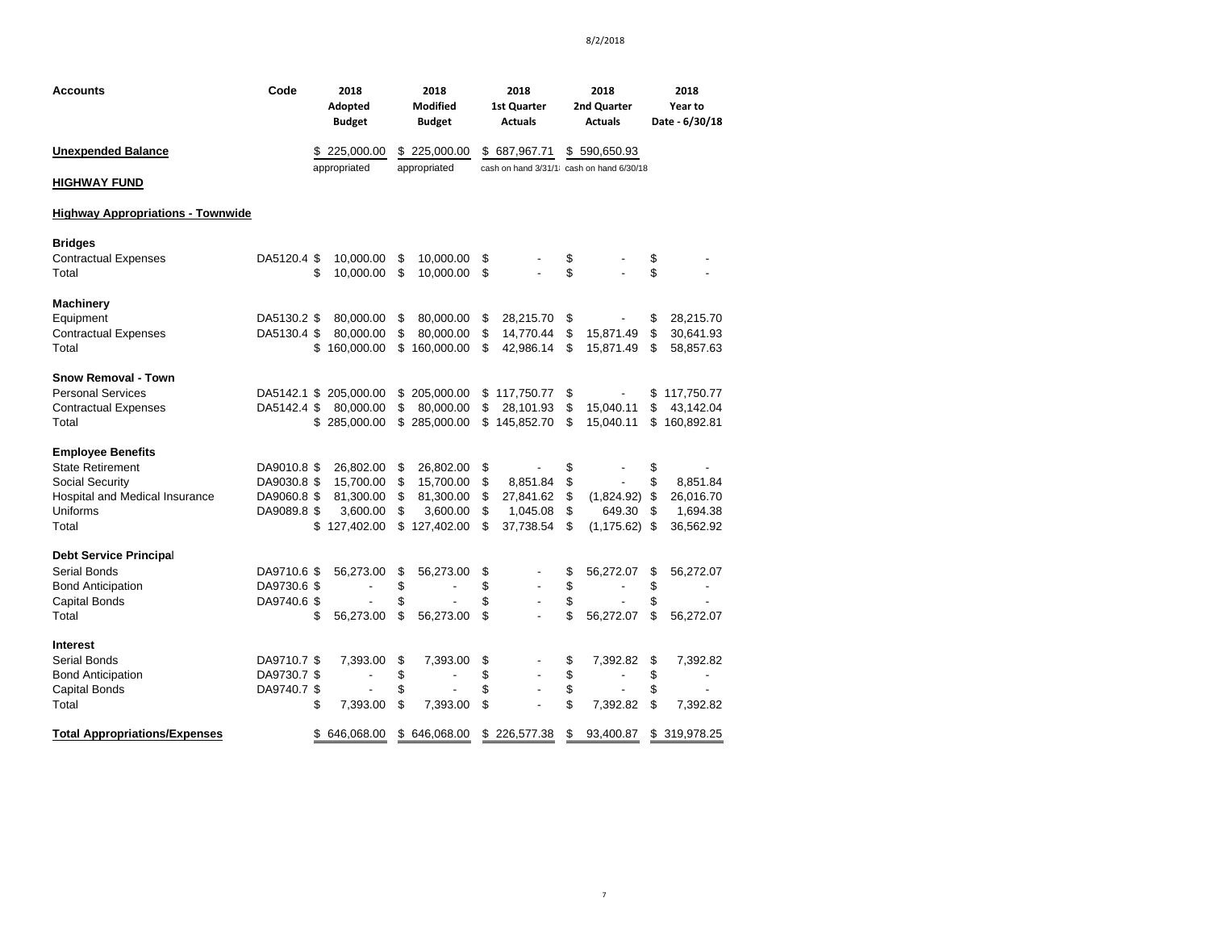8/2/2018

| Accounts | Code | 2018 Adopted Budget | 2018 Modified Budget | 2018 1st Quarter Actuals | 2018 2nd Quarter Actuals | 2018 Year to Date - 6/30/18 |
|---|---|---|---|---|---|---|
| **Unexpended Balance** | | $ 225,000.00 | $ 225,000.00 | $ 687,967.71 | $ 590,650.93 | |
| | | appropriated | appropriated | cash on hand 3/31/1 | cash on hand 6/30/18 | |
| **HIGHWAY FUND** | | | | | | |
| **Highway Appropriations - Townwide** | | | | | | |
| **Bridges** | | | | | | |
| Contractual Expenses | DA5120.4 | $ 10,000.00 | $ 10,000.00 | $ - | $ - | $ - |
| Total | | $ 10,000.00 | $ 10,000.00 | $ - | $ - | $ - |
| **Machinery** | | | | | | |
| Equipment | DA5130.2 | $ 80,000.00 | $ 80,000.00 | $ 28,215.70 | $ - | $ 28,215.70 |
| Contractual Expenses | DA5130.4 | $ 80,000.00 | $ 80,000.00 | $ 14,770.44 | $ 15,871.49 | $ 30,641.93 |
| Total | | $ 160,000.00 | $ 160,000.00 | $ 42,986.14 | $ 15,871.49 | $ 58,857.63 |
| **Snow Removal - Town** | | | | | | |
| Personal Services | DA5142.1 | $ 205,000.00 | $ 205,000.00 | $ 117,750.77 | $ - | $ 117,750.77 |
| Contractual Expenses | DA5142.4 | $ 80,000.00 | $ 80,000.00 | $ 28,101.93 | $ 15,040.11 | $ 43,142.04 |
| Total | | $ 285,000.00 | $ 285,000.00 | $ 145,852.70 | $ 15,040.11 | $ 160,892.81 |
| **Employee Benefits** | | | | | | |
| State Retirement | DA9010.8 | $ 26,802.00 | $ 26,802.00 | $ - | $ - | $ - |
| Social Security | DA9030.8 | $ 15,700.00 | $ 15,700.00 | $ 8,851.84 | $ - | $ 8,851.84 |
| Hospital and Medical Insurance | DA9060.8 | $ 81,300.00 | $ 81,300.00 | $ 27,841.62 | $ (1,824.92) | $ 26,016.70 |
| Uniforms | DA9089.8 | $ 3,600.00 | $ 3,600.00 | $ 1,045.08 | $ 649.30 | $ 1,694.38 |
| Total | | $ 127,402.00 | $ 127,402.00 | $ 37,738.54 | $ (1,175.62) | $ 36,562.92 |
| **Debt Service Principal** | | | | | | |
| Serial Bonds | DA9710.6 | $ 56,273.00 | $ 56,273.00 | $ - | $ 56,272.07 | $ 56,272.07 |
| Bond Anticipation | DA9730.6 | $ - | $ - | $ - | $ - | $ - |
| Capital Bonds | DA9740.6 | $ - | $ - | $ - | $ - | $ - |
| Total | | $ 56,273.00 | $ 56,273.00 | $ - | $ 56,272.07 | $ 56,272.07 |
| **Interest** | | | | | | |
| Serial Bonds | DA9710.7 | $ 7,393.00 | $ 7,393.00 | $ - | $ 7,392.82 | $ 7,392.82 |
| Bond Anticipation | DA9730.7 | $ - | $ - | $ - | $ - | $ - |
| Capital Bonds | DA9740.7 | $ - | $ - | $ - | $ - | $ - |
| Total | | $ 7,393.00 | $ 7,393.00 | $ - | $ 7,392.82 | $ 7,392.82 |
| **Total Appropriations/Expenses** | | $ 646,068.00 | $ 646,068.00 | $ 226,577.38 | $ 93,400.87 | $ 319,978.25 |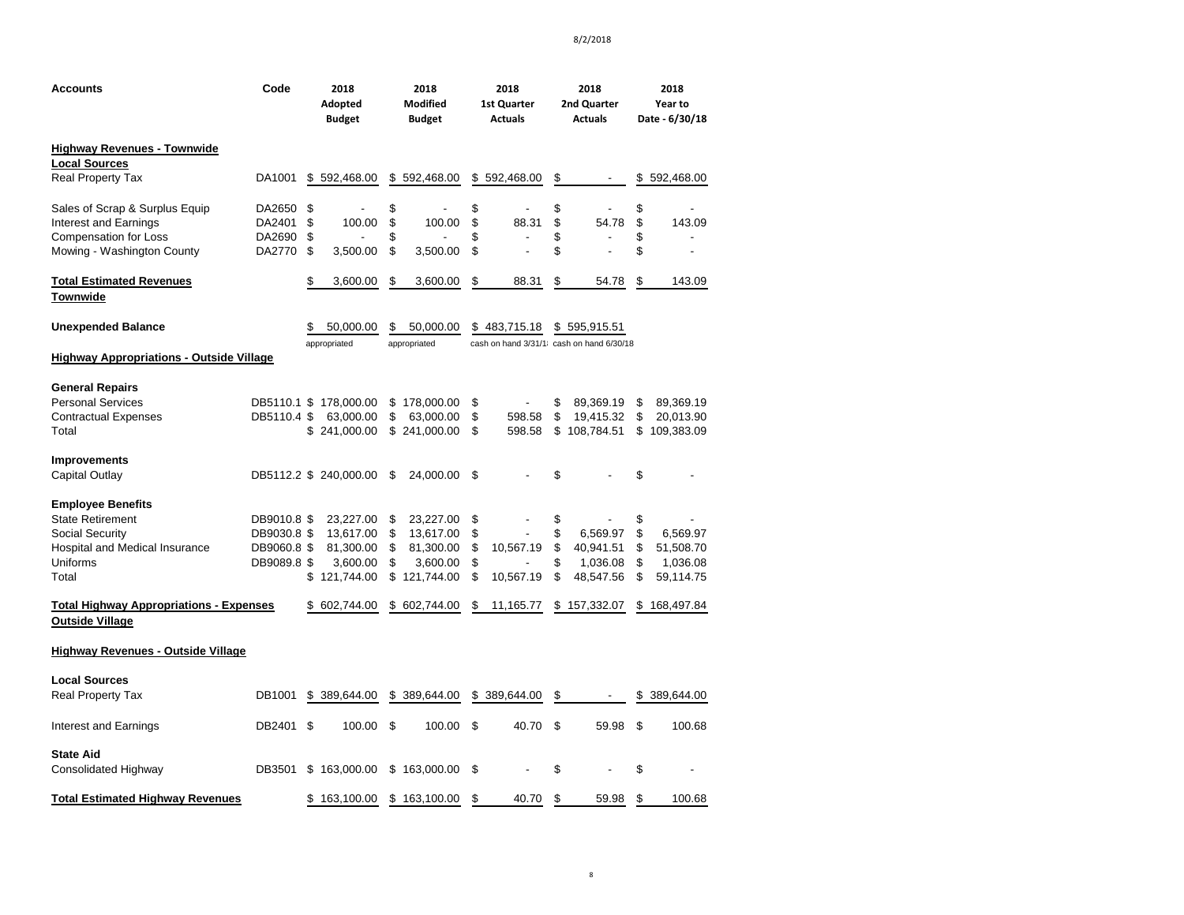| Accounts | Code | 2018 Adopted Budget | 2018 Modified Budget | 2018 1st Quarter Actuals | 2018 2nd Quarter Actuals | 2018 Year to Date - 6/30/18 |
|---|---|---|---|---|---|---|
| **Highway Revenues - Townwide** | | | | | | |
| **Local Sources** | | | | | | |
| Real Property Tax | DA1001 | $ 592,468.00 | $ 592,468.00 | $ 592,468.00 | $ - | $ 592,468.00 |
| Sales of Scrap & Surplus Equip | DA2650 | $ - | $ - | $ - | $ - | $ - |
| Interest and Earnings | DA2401 | $ 100.00 | $ 100.00 | $ 88.31 | $ 54.78 | $ 143.09 |
| Compensation for Loss | DA2690 | $ - | $ - | $ - | $ - | $ - |
| Mowing - Washington County | DA2770 | $ 3,500.00 | $ 3,500.00 | $ - | $ - | $ - |
| **Total Estimated Revenues Townwide** | | $ 3,600.00 | $ 3,600.00 | $ 88.31 | $ 54.78 | $ 143.09 |
| **Unexpended Balance** | | $ 50,000.00 appropriated | $ 50,000.00 appropriated | $ 483,715.18 cash on hand 3/31/18 | $ 595,915.51 cash on hand 6/30/18 | |
| **Highway Appropriations - Outside Village** | | | | | | |
| **General Repairs** | | | | | | |
| Personal Services | DB5110.1 | $ 178,000.00 | $ 178,000.00 | $ - | $ 89,369.19 | $ 89,369.19 |
| Contractual Expenses | DB5110.4 | $ 63,000.00 | $ 63,000.00 | $ 598.58 | $ 19,415.32 | $ 20,013.90 |
| Total | | $ 241,000.00 | $ 241,000.00 | $ 598.58 | $ 108,784.51 | $ 109,383.09 |
| **Improvements** | | | | | | |
| Capital Outlay | DB5112.2 | $ 240,000.00 | $ 24,000.00 | $ - | $ - | $ - |
| **Employee Benefits** | | | | | | |
| State Retirement | DB9010.8 | $ 23,227.00 | $ 23,227.00 | $ - | $ - | $ - |
| Social Security | DB9030.8 | $ 13,617.00 | $ 13,617.00 | $ - | $ 6,569.97 | $ 6,569.97 |
| Hospital and Medical Insurance | DB9060.8 | $ 81,300.00 | $ 81,300.00 | $ 10,567.19 | $ 40,941.51 | $ 51,508.70 |
| Uniforms | DB9089.8 | $ 3,600.00 | $ 3,600.00 | $ - | $ 1,036.08 | $ 1,036.08 |
| Total | | $ 121,744.00 | $ 121,744.00 | $ 10,567.19 | $ 48,547.56 | $ 59,114.75 |
| **Total Highway Appropriations - Expenses Outside Village** | | $ 602,744.00 | $ 602,744.00 | $ 11,165.77 | $ 157,332.07 | $ 168,497.84 |
| **Highway Revenues - Outside Village** | | | | | | |
| **Local Sources** | | | | | | |
| Real Property Tax | DB1001 | $ 389,644.00 | $ 389,644.00 | $ 389,644.00 | $ - | $ 389,644.00 |
| Interest and Earnings | DB2401 | $ 100.00 | $ 100.00 | $ 40.70 | $ 59.98 | $ 100.68 |
| **State Aid** | | | | | | |
| Consolidated Highway | DB3501 | $ 163,000.00 | $ 163,000.00 | $ - | $ - | $ - |
| **Total Estimated Highway Revenues** | | $ 163,100.00 | $ 163,100.00 | $ 40.70 | $ 59.98 | $ 100.68 |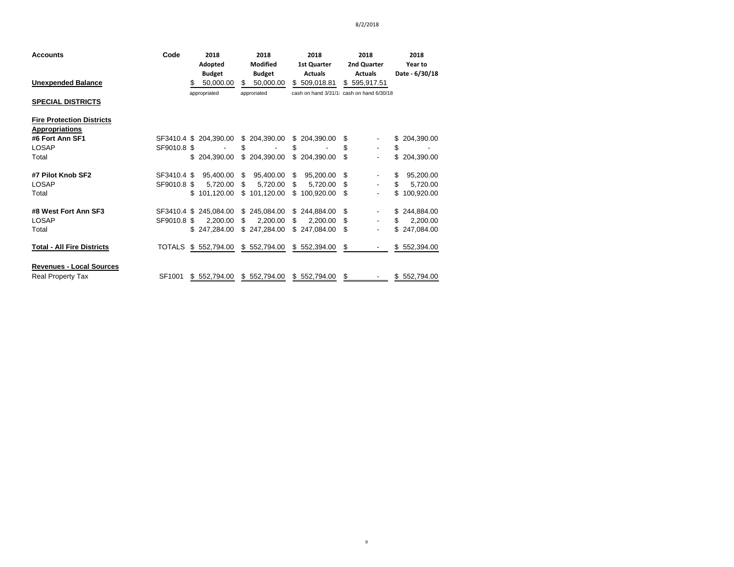8/2/2018

| Accounts | Code | 2018 Adopted Budget | 2018 Modified Budget | 2018 1st Quarter Actuals | 2018 2nd Quarter Actuals | 2018 Year to Date - 6/30/18 |
|---|---|---|---|---|---|---|
| **Unexpended Balance** | | $ 50,000.00 | $ 50,000.00 | $ 509,018.81 | $ 595,917.51 | |
| | | appropriated | approriated | cash on hand 3/31/1 | cash on hand 6/30/18 | |
| **SPECIAL DISTRICTS** | | | | | | |
| **Fire Protection Districts** | | | | | | |
| **Appropriations** | | | | | | |
| **#6 Fort Ann SF1** | SF3410.4 | $ 204,390.00 | $ 204,390.00 | $ 204,390.00 | $ - | $ 204,390.00 |
| LOSAP | SF9010.8 | $ - | $ - | $ - | $ - | $ - |
| Total | | $ 204,390.00 | $ 204,390.00 | $ 204,390.00 | $ - | $ 204,390.00 |
| **#7 Pilot Knob SF2** | SF3410.4 | $ 95,400.00 | $ 95,400.00 | $ 95,200.00 | $ - | $ 95,200.00 |
| LOSAP | SF9010.8 | $ 5,720.00 | $ 5,720.00 | $ 5,720.00 | $ - | $ 5,720.00 |
| Total | | $ 101,120.00 | $ 101,120.00 | $ 100,920.00 | $ - | $ 100,920.00 |
| **#8 West Fort Ann SF3** | SF3410.4 | $ 245,084.00 | $ 245,084.00 | $ 244,884.00 | $ - | $ 244,884.00 |
| LOSAP | SF9010.8 | $ 2,200.00 | $ 2,200.00 | $ 2,200.00 | $ - | $ 2,200.00 |
| Total | | $ 247,284.00 | $ 247,284.00 | $ 247,084.00 | $ - | $ 247,084.00 |
| **Total - All Fire Districts** | TOTALS | $ 552,794.00 | $ 552,794.00 | $ 552,394.00 | $ - | $ 552,394.00 |
| **Revenues - Local Sources** | | | | | | |
| Real Property Tax | SF1001 | $ 552,794.00 | $ 552,794.00 | $ 552,794.00 | $ - | $ 552,794.00 |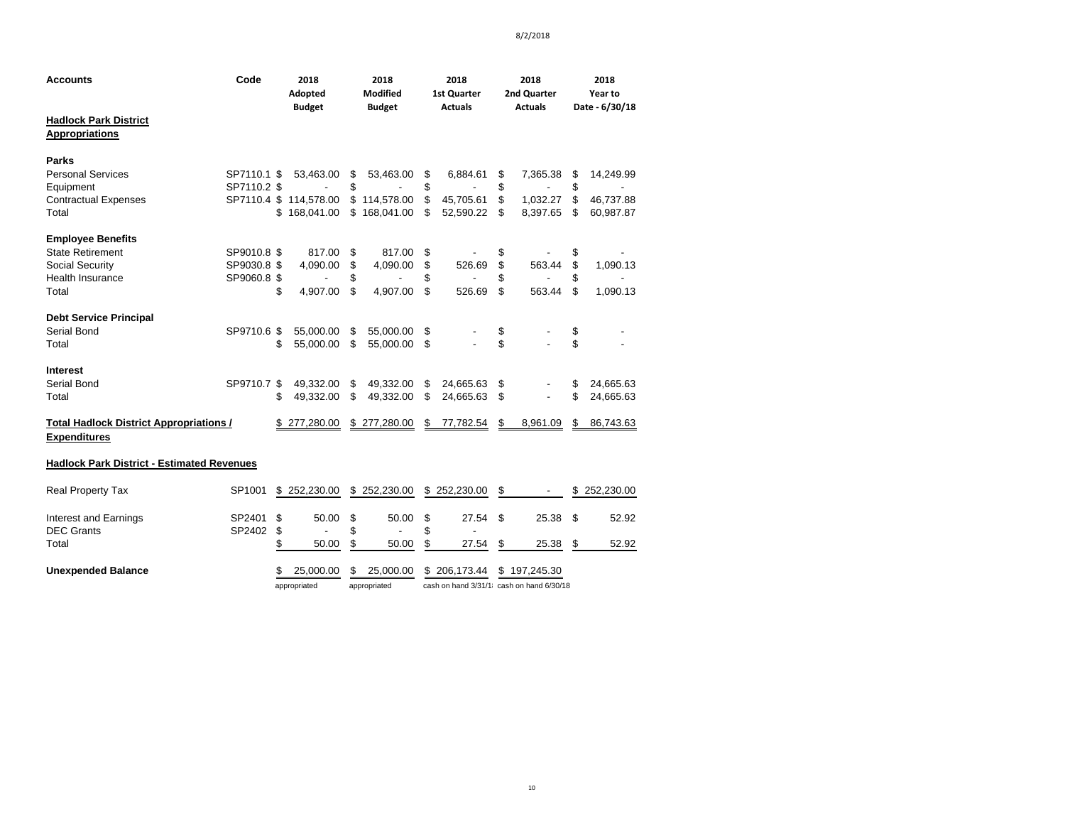8/2/2018

| Accounts | Code | 2018 Adopted Budget | 2018 Modified Budget | 2018 1st Quarter Actuals | 2018 2nd Quarter Actuals | 2018 Year to Date - 6/30/18 |
|---|---|---|---|---|---|---|
| **Hadlock Park District** | | | | | | |
| **Appropriations** | | | | | | |
| **Parks** | | | | | | |
| Personal Services | SP7110.1 | $ 53,463.00 | $ 53,463.00 | $ 6,884.61 | $ 7,365.38 | $ 14,249.99 |
| Equipment | SP7110.2 | $ - | $ - | $ - | $ - | $ - |
| Contractual Expenses | SP7110.4 | $ 114,578.00 | $ 114,578.00 | $ 45,705.61 | $ 1,032.27 | $ 46,737.88 |
| Total | | $ 168,041.00 | $ 168,041.00 | $ 52,590.22 | $ 8,397.65 | $ 60,987.87 |
| **Employee Benefits** | | | | | | |
| State Retirement | SP9010.8 | $ 817.00 | $ 817.00 | $ - | $ - | $ - |
| Social Security | SP9030.8 | $ 4,090.00 | $ 4,090.00 | $ 526.69 | $ 563.44 | $ 1,090.13 |
| Health Insurance | SP9060.8 | $ - | $ - | $ - | $ - | $ - |
| Total | | $ 4,907.00 | $ 4,907.00 | $ 526.69 | $ 563.44 | $ 1,090.13 |
| **Debt Service Principal** | | | | | | |
| Serial Bond | SP9710.6 | $ 55,000.00 | $ 55,000.00 | $ - | $ - | $ - |
| Total | | $ 55,000.00 | $ 55,000.00 | $ - | $ - | $ - |
| **Interest** | | | | | | |
| Serial Bond | SP9710.7 | $ 49,332.00 | $ 49,332.00 | $ 24,665.63 | $ - | $ 24,665.63 |
| Total | | $ 49,332.00 | $ 49,332.00 | $ 24,665.63 | $ - | $ 24,665.63 |
| **Total Hadlock District Appropriations / Expenditures** | | $ 277,280.00 | $ 277,280.00 | $ 77,782.54 | $ 8,961.09 | $ 86,743.63 |
| **Hadlock Park District - Estimated Revenues** | | | | | | |
| Real Property Tax | SP1001 | $ 252,230.00 | $ 252,230.00 | $ 252,230.00 | $ - | $ 252,230.00 |
| Interest and Earnings | SP2401 | $ 50.00 | $ 50.00 | $ 27.54 | $ 25.38 | $ 52.92 |
| DEC Grants | SP2402 | $ - | $ - | $ - | | |
| Total | | $ 50.00 | $ 50.00 | $ 27.54 | $ 25.38 | $ 52.92 |
| **Unexpended Balance** | | $ 25,000.00 | $ 25,000.00 | $ 206,173.44 | $ 197,245.30 | |
| | | appropriated | appropriated | cash on hand 3/31/18 | cash on hand 6/30/18 | |